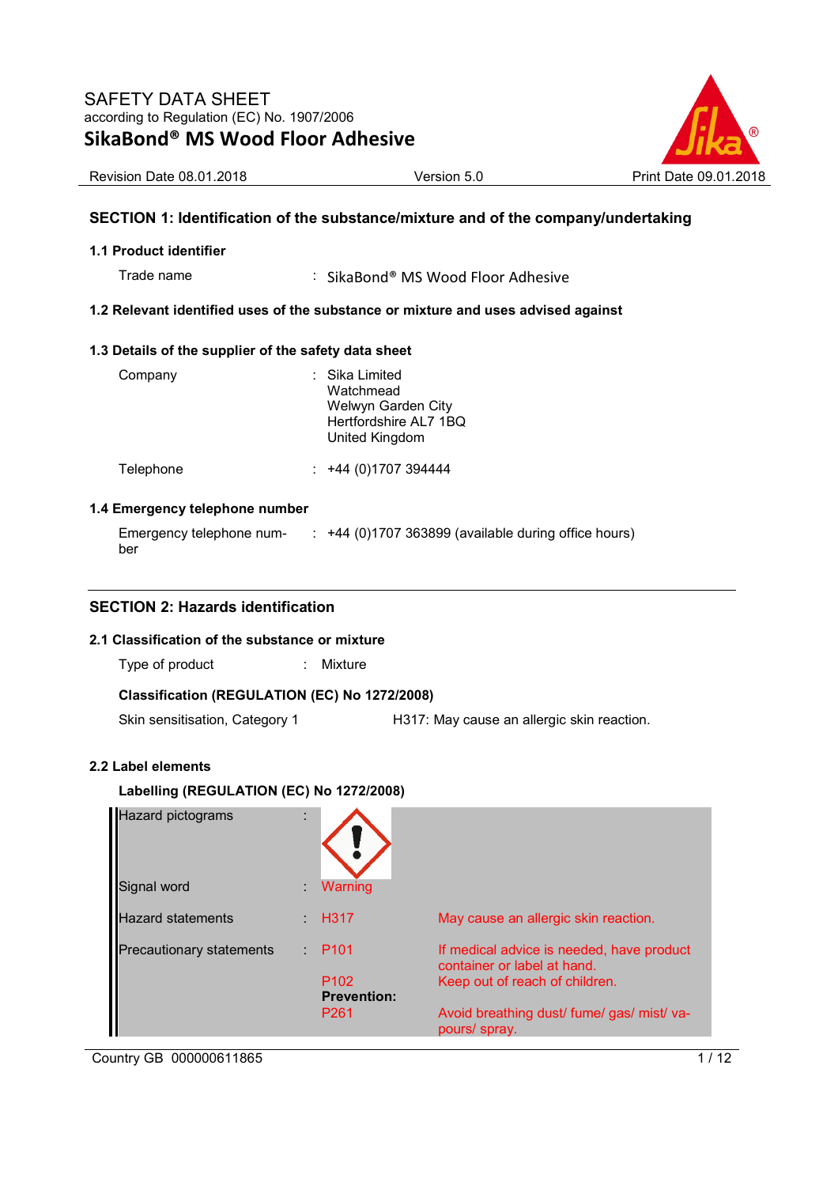SAFETY DATA SHEET
according to Regulation (EC) No. 1907/2006

# SikaBond® MS Wood Floor Adhesive

Revision Date 08.01.2018 | Version 5.0 | Print Date 09.01.2018

## SECTION 1: Identification of the substance/mixture and of the company/undertaking

### 1.1 Product identifier

Trade name : SikaBond® MS Wood Floor Adhesive

### 1.2 Relevant identified uses of the substance or mixture and uses advised against

### 1.3 Details of the supplier of the safety data sheet

Company : Sika Limited
Watchmead
Welwyn Garden City
Hertfordshire AL7 1BQ
United Kingdom

Telephone : +44 (0)1707 394444

### 1.4 Emergency telephone number

Emergency telephone number : +44 (0)1707 363899 (available during office hours)

## SECTION 2: Hazards identification

### 2.1 Classification of the substance or mixture

Type of product : Mixture

**Classification (REGULATION (EC) No 1272/2008)**

Skin sensitisation, Category 1 — H317: May cause an allergic skin reaction.

### 2.2 Label elements

**Labelling (REGULATION (EC) No 1272/2008)**

| | | | |
|---|---|---|---|
| Hazard pictograms | : | | |
| Signal word | : | Warning | |
| Hazard statements | : | H317 | May cause an allergic skin reaction. |
| Precautionary statements | : | P101 | If medical advice is needed, have product container or label at hand. |
| | | P102 | Keep out of reach of children. |
| | | **Prevention:** | |
| | | P261 | Avoid breathing dust/ fume/ gas/ mist/ vapours/ spray. |

Country GB 000000611865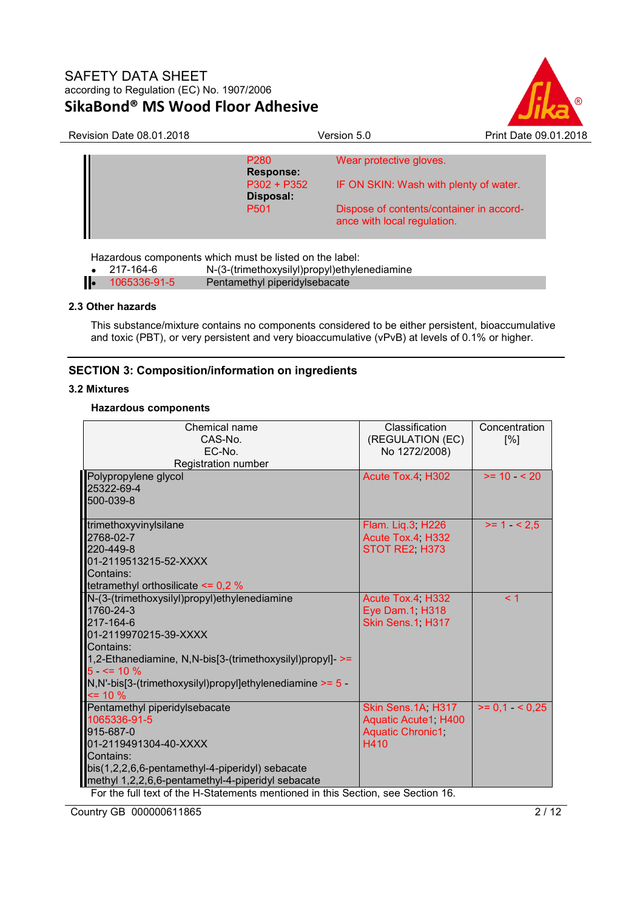| | |
|---|---|
| P280 | Wear protective gloves. |
| **Response:** | |
| P302 + P352 | IF ON SKIN: Wash with plenty of water. |
| **Disposal:** | |
| P501 | Dispose of contents/container in accordance with local regulation. |

Hazardous components which must be listed on the label:

- 217-164-6 N-(3-(trimethoxysilyl)propyl)ethylenediamine
- 1065336-91-5 Pentamethyl piperidylsebacate

### 2.3 Other hazards

This substance/mixture contains no components considered to be either persistent, bioaccumulative and toxic (PBT), or very persistent and very bioaccumulative (vPvB) at levels of 0.1% or higher.

## SECTION 3: Composition/information on ingredients

### 3.2 Mixtures

**Hazardous components**

| Chemical name<br>CAS-No.<br>EC-No.<br>Registration number | Classification<br>(REGULATION (EC)<br>No 1272/2008) | Concentration<br>[%] |
|---|---|---|
| Polypropylene glycol<br>25322-69-4<br>500-039-8 | Acute Tox.4; H302 | >= 10 - < 20 |
| trimethoxyvinylsilane<br>2768-02-7<br>220-449-8<br>01-2119513215-52-XXXX<br>Contains:<br>tetramethyl orthosilicate <= 0,2 % | Flam. Liq.3; H226<br>Acute Tox.4; H332<br>STOT RE2; H373 | >= 1 - < 2,5 |
| N-(3-(trimethoxysilyl)propyl)ethylenediamine<br>1760-24-3<br>217-164-6<br>01-2119970215-39-XXXX<br>Contains:<br>1,2-Ethanediamine, N,N-bis[3-(trimethoxysilyl)propyl]- >= 5 - <= 10 %<br>N,N'-bis[3-(trimethoxysilyl)propyl]ethylenediamine >= 5 - <= 10 % | Acute Tox.4; H332<br>Eye Dam.1; H318<br>Skin Sens.1; H317 | < 1 |
| Pentamethyl piperidylsebacate<br>1065336-91-5<br>915-687-0<br>01-2119491304-40-XXXX<br>Contains:<br>bis(1,2,2,6,6-pentamethyl-4-piperidyl) sebacate<br>methyl 1,2,2,6,6-pentamethyl-4-piperidyl sebacate | Skin Sens.1A; H317<br>Aquatic Acute1; H400<br>Aquatic Chronic1; H410 | >= 0,1 - < 0,25 |

For the full text of the H-Statements mentioned in this Section, see Section 16.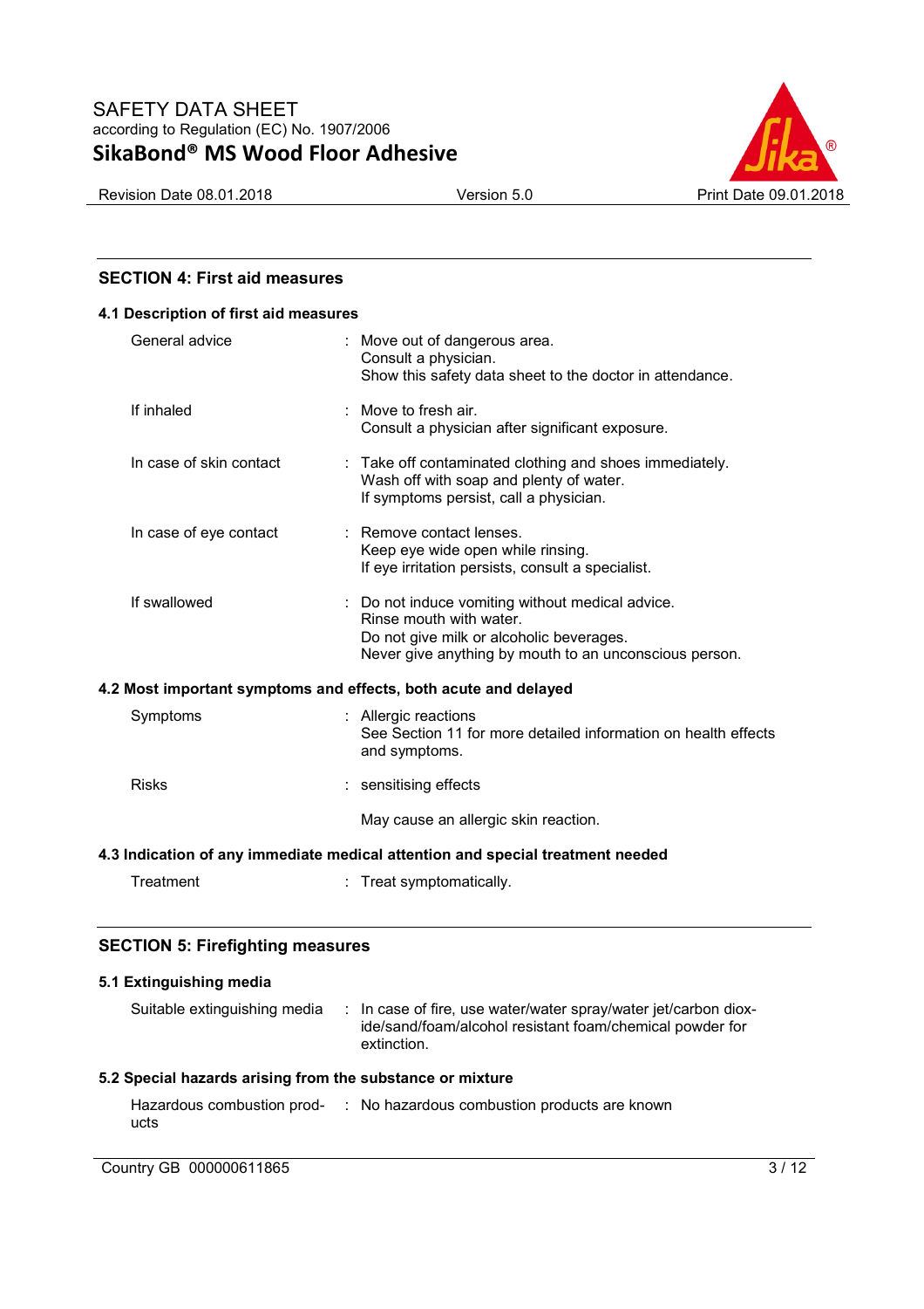## SECTION 4: First aid measures

### 4.1 Description of first aid measures

| | |
|---|---|
| General advice | : Move out of dangerous area.<br>Consult a physician.<br>Show this safety data sheet to the doctor in attendance. |
| If inhaled | : Move to fresh air.<br>Consult a physician after significant exposure. |
| In case of skin contact | : Take off contaminated clothing and shoes immediately.<br>Wash off with soap and plenty of water.<br>If symptoms persist, call a physician. |
| In case of eye contact | : Remove contact lenses.<br>Keep eye wide open while rinsing.<br>If eye irritation persists, consult a specialist. |
| If swallowed | : Do not induce vomiting without medical advice.<br>Rinse mouth with water.<br>Do not give milk or alcoholic beverages.<br>Never give anything by mouth to an unconscious person. |

### 4.2 Most important symptoms and effects, both acute and delayed

| | |
|---|---|
| Symptoms | : Allergic reactions<br>See Section 11 for more detailed information on health effects and symptoms. |
| Risks | : sensitising effects<br><br>May cause an allergic skin reaction. |

### 4.3 Indication of any immediate medical attention and special treatment needed

| | |
|---|---|
| Treatment | : Treat symptomatically. |

## SECTION 5: Firefighting measures

### 5.1 Extinguishing media

| | |
|---|---|
| Suitable extinguishing media | : In case of fire, use water/water spray/water jet/carbon dioxide/sand/foam/alcohol resistant foam/chemical powder for extinction. |

### 5.2 Special hazards arising from the substance or mixture

| | |
|---|---|
| Hazardous combustion products | : No hazardous combustion products are known |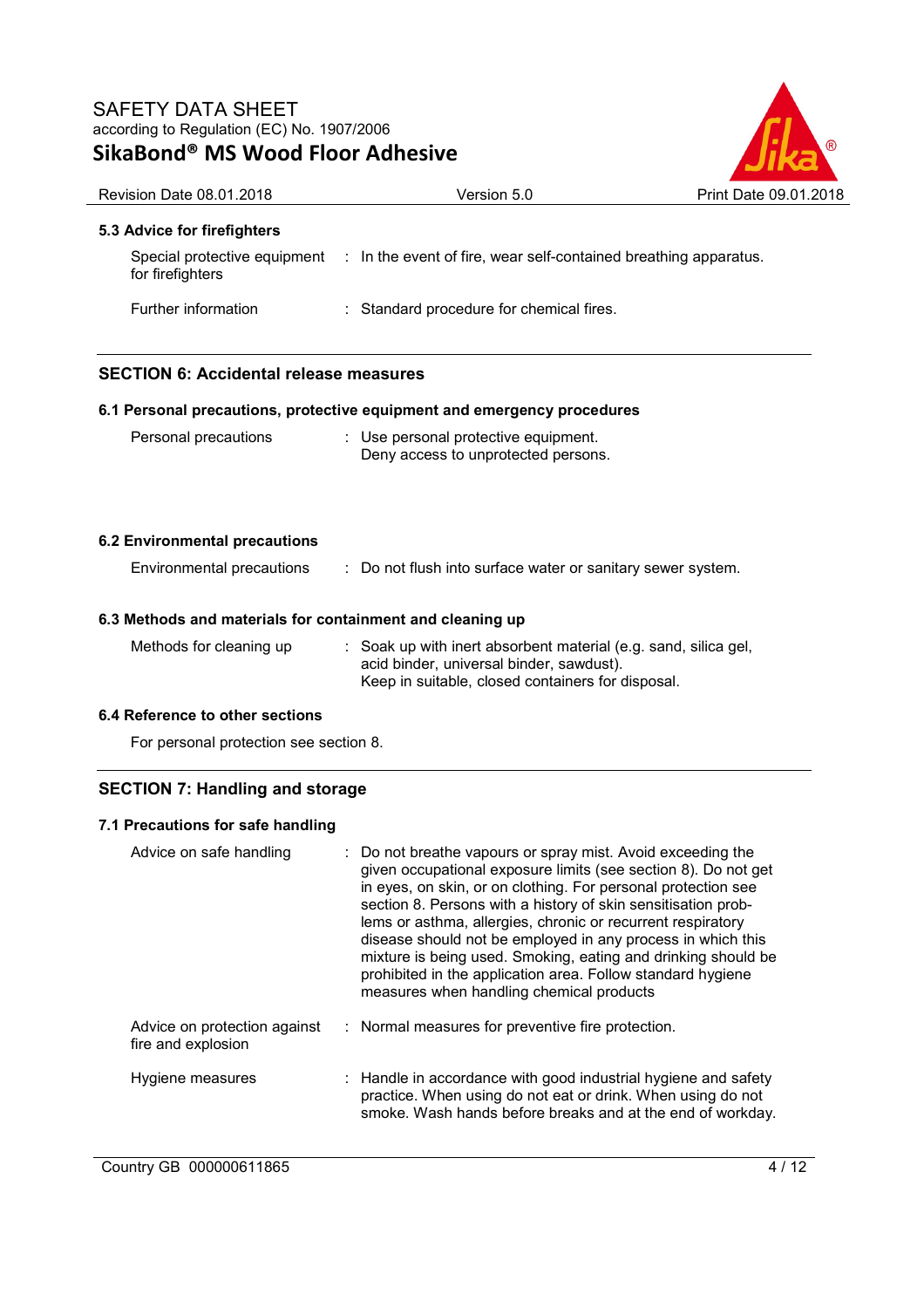### 5.3 Advice for firefighters

| | |
|---|---|
| Special protective equipment for firefighters | : In the event of fire, wear self-contained breathing apparatus. |
| Further information | : Standard procedure for chemical fires. |

## SECTION 6: Accidental release measures

### 6.1 Personal precautions, protective equipment and emergency procedures

| | |
|---|---|
| Personal precautions | : Use personal protective equipment.<br>Deny access to unprotected persons. |

### 6.2 Environmental precautions

| | |
|---|---|
| Environmental precautions | : Do not flush into surface water or sanitary sewer system. |

### 6.3 Methods and materials for containment and cleaning up

| | |
|---|---|
| Methods for cleaning up | : Soak up with inert absorbent material (e.g. sand, silica gel, acid binder, universal binder, sawdust).<br>Keep in suitable, closed containers for disposal. |

### 6.4 Reference to other sections

For personal protection see section 8.

## SECTION 7: Handling and storage

### 7.1 Precautions for safe handling

| | |
|---|---|
| Advice on safe handling | : Do not breathe vapours or spray mist. Avoid exceeding the given occupational exposure limits (see section 8). Do not get in eyes, on skin, or on clothing. For personal protection see section 8. Persons with a history of skin sensitisation problems or asthma, allergies, chronic or recurrent respiratory disease should not be employed in any process in which this mixture is being used. Smoking, eating and drinking should be prohibited in the application area. Follow standard hygiene measures when handling chemical products |
| Advice on protection against fire and explosion | : Normal measures for preventive fire protection. |
| Hygiene measures | : Handle in accordance with good industrial hygiene and safety practice. When using do not eat or drink. When using do not smoke. Wash hands before breaks and at the end of workday. |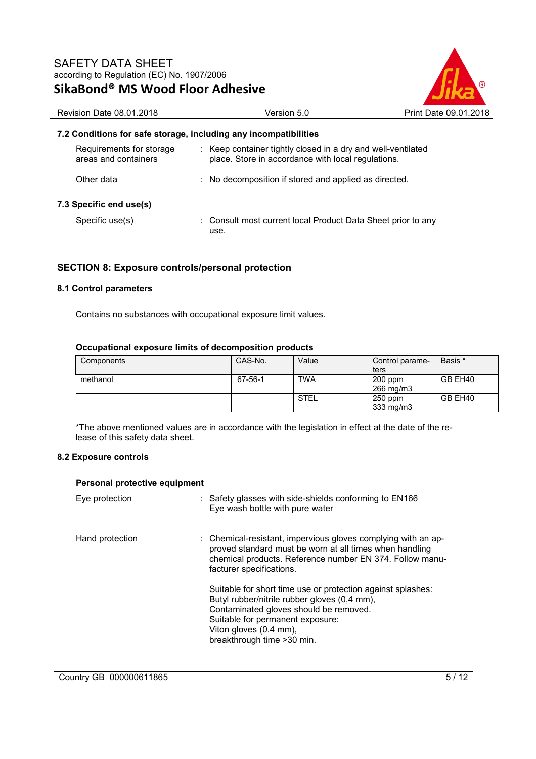### 7.2 Conditions for safe storage, including any incompatibilities

Requirements for storage areas and containers : Keep container tightly closed in a dry and well-ventilated place. Store in accordance with local regulations.

Other data : No decomposition if stored and applied as directed.

### 7.3 Specific end use(s)

Specific use(s) : Consult most current local Product Data Sheet prior to any use.

## SECTION 8: Exposure controls/personal protection

### 8.1 Control parameters

Contains no substances with occupational exposure limit values.

**Occupational exposure limits of decomposition products**

| Components | CAS-No. | Value | Control parameters | Basis * |
|---|---|---|---|---|
| methanol | 67-56-1 | TWA | 200 ppm<br>266 mg/m3 | GB EH40 |
| | | STEL | 250 ppm<br>333 mg/m3 | GB EH40 |

*The above mentioned values are in accordance with the legislation in effect at the date of the release of this safety data sheet.

### 8.2 Exposure controls

**Personal protective equipment**

Eye protection : Safety glasses with side-shields conforming to EN166
Eye wash bottle with pure water

Hand protection : Chemical-resistant, impervious gloves complying with an approved standard must be worn at all times when handling chemical products. Reference number EN 374. Follow manufacturer specifications.

Suitable for short time use or protection against splashes:
Butyl rubber/nitrile rubber gloves (0,4 mm),
Contaminated gloves should be removed.
Suitable for permanent exposure:
Viton gloves (0.4 mm),
breakthrough time >30 min.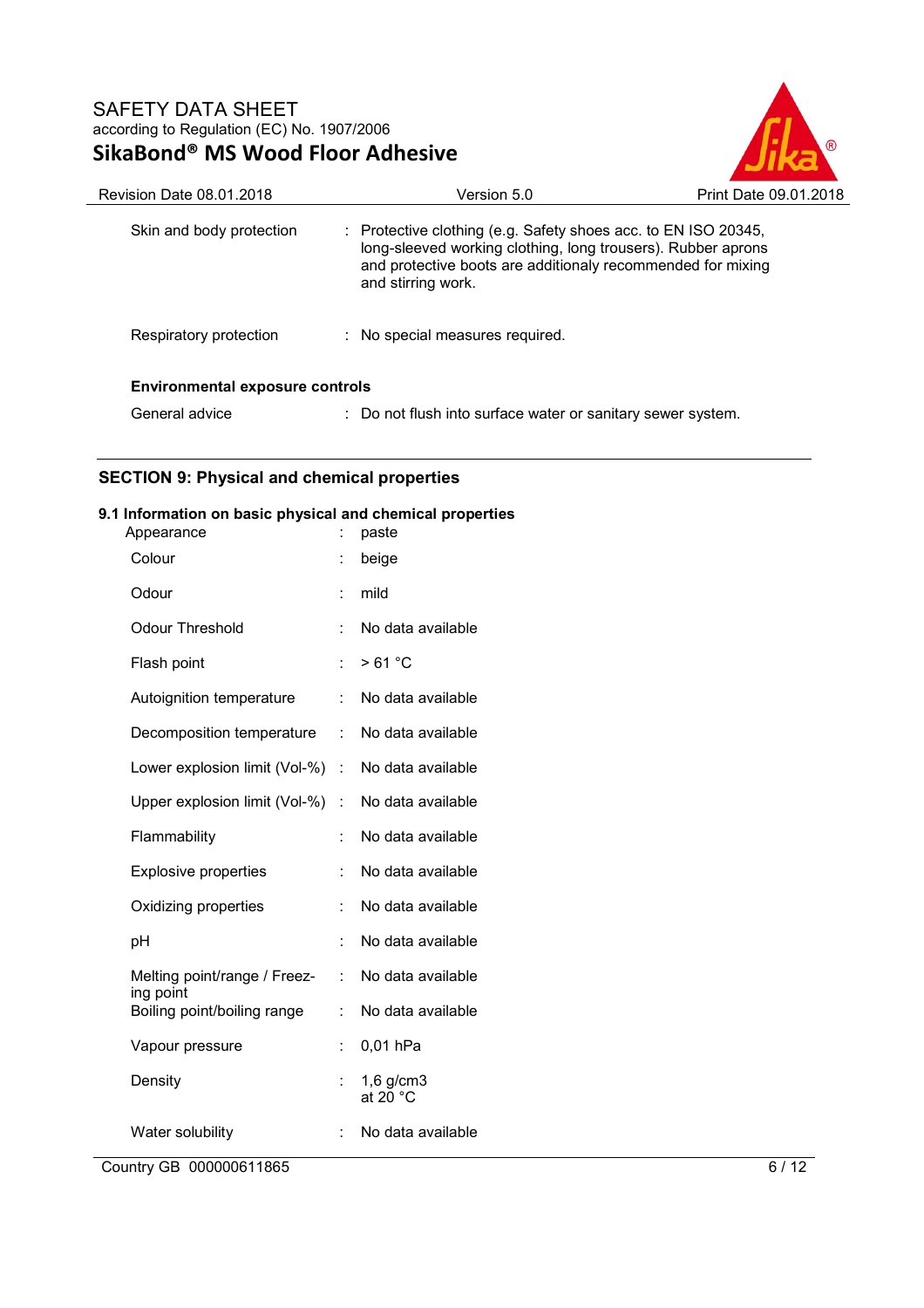| | | |
|---|---|---|
| Skin and body protection | : | Protective clothing (e.g. Safety shoes acc. to EN ISO 20345, long-sleeved working clothing, long trousers). Rubber aprons and protective boots are additionaly recommended for mixing and stirring work. |
| Respiratory protection | : | No special measures required. |

**Environmental exposure controls**

| | | |
|---|---|---|
| General advice | : | Do not flush into surface water or sanitary sewer system. |

## SECTION 9: Physical and chemical properties

### 9.1 Information on basic physical and chemical properties

| | | |
|---|---|---|
| Appearance | : | paste |
| Colour | : | beige |
| Odour | : | mild |
| Odour Threshold | : | No data available |
| Flash point | : | > 61 °C |
| Autoignition temperature | : | No data available |
| Decomposition temperature | : | No data available |
| Lower explosion limit (Vol-%) | : | No data available |
| Upper explosion limit (Vol-%) | : | No data available |
| Flammability | : | No data available |
| Explosive properties | : | No data available |
| Oxidizing properties | : | No data available |
| pH | : | No data available |
| Melting point/range / Freezing point | : | No data available |
| Boiling point/boiling range | : | No data available |
| Vapour pressure | : | 0,01 hPa |
| Density | : | 1,6 g/cm3<br>at 20 °C |
| Water solubility | : | No data available |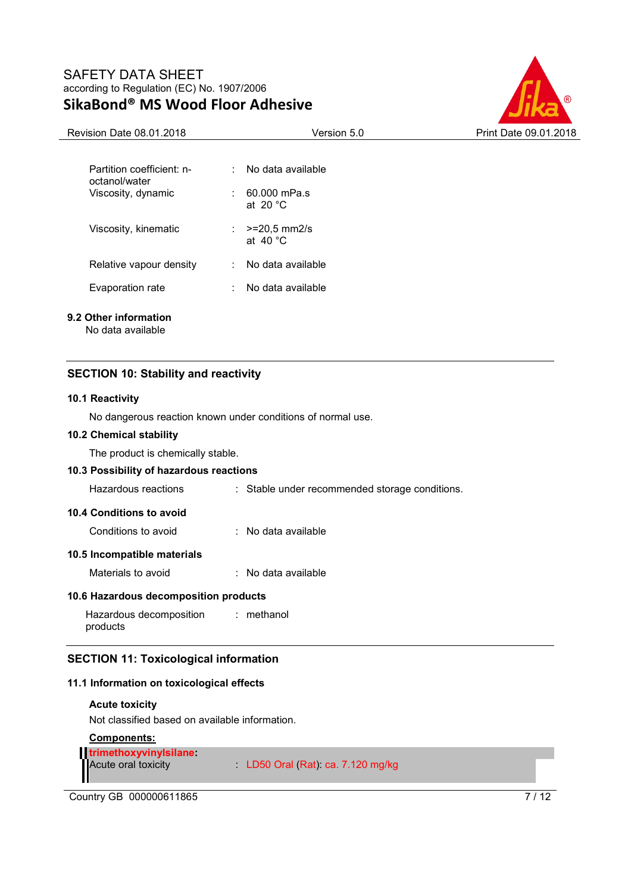| | | |
|---|---|---|
| Partition coefficient: n-octanol/water | : | No data available |
| Viscosity, dynamic | : | 60.000 mPa.s at 20 °C |
| Viscosity, kinematic | : | >=20,5 mm2/s at 40 °C |
| Relative vapour density | : | No data available |
| Evaporation rate | : | No data available |

### 9.2 Other information

No data available

## SECTION 10: Stability and reactivity

### 10.1 Reactivity

No dangerous reaction known under conditions of normal use.

### 10.2 Chemical stability

The product is chemically stable.

### 10.3 Possibility of hazardous reactions

Hazardous reactions : Stable under recommended storage conditions.

### 10.4 Conditions to avoid

Conditions to avoid : No data available

### 10.5 Incompatible materials

Materials to avoid : No data available

### 10.6 Hazardous decomposition products

Hazardous decomposition products : methanol

## SECTION 11: Toxicological information

### 11.1 Information on toxicological effects

**Acute toxicity**

Not classified based on available information.

**Components:**

**trimethoxyvinylsilane:**

Acute oral toxicity : LD50 Oral (Rat): ca. 7.120 mg/kg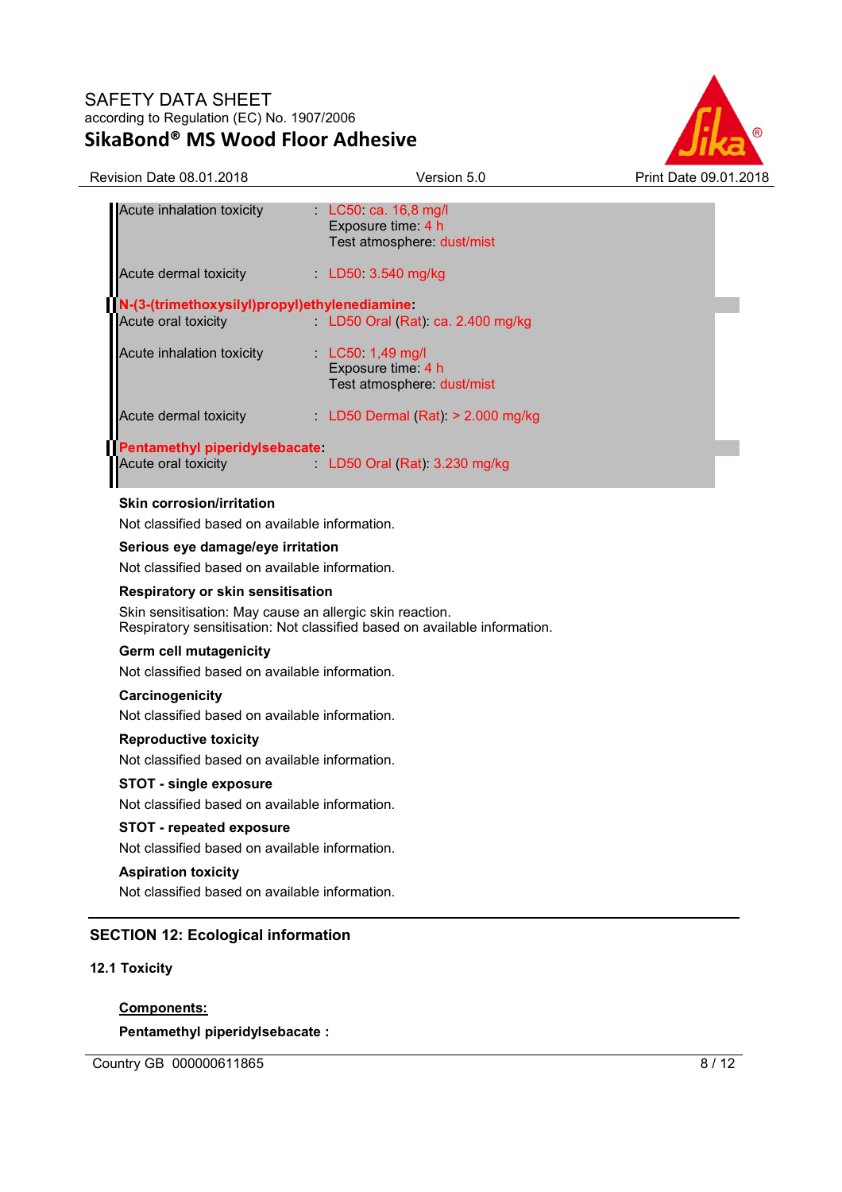| | | |
|---|---|---|
| Acute inhalation toxicity | : | LC50: ca. 16,8 mg/l<br>Exposure time: 4 h<br>Test atmosphere: dust/mist |
| Acute dermal toxicity | : | LD50: 3.540 mg/kg |

**N-(3-(trimethoxysilyl)propyl)ethylenediamine:**

| | | |
|---|---|---|
| Acute oral toxicity | : | LD50 Oral (Rat): ca. 2.400 mg/kg |
| Acute inhalation toxicity | : | LC50: 1,49 mg/l<br>Exposure time: 4 h<br>Test atmosphere: dust/mist |
| Acute dermal toxicity | : | LD50 Dermal (Rat): > 2.000 mg/kg |

**Pentamethyl piperidylsebacate:**

| | | |
|---|---|---|
| Acute oral toxicity | : | LD50 Oral (Rat): 3.230 mg/kg |

**Skin corrosion/irritation**

Not classified based on available information.

**Serious eye damage/eye irritation**

Not classified based on available information.

**Respiratory or skin sensitisation**

Skin sensitisation: May cause an allergic skin reaction.
Respiratory sensitisation: Not classified based on available information.

**Germ cell mutagenicity**

Not classified based on available information.

**Carcinogenicity**

Not classified based on available information.

**Reproductive toxicity**

Not classified based on available information.

**STOT - single exposure**

Not classified based on available information.

**STOT - repeated exposure**

Not classified based on available information.

**Aspiration toxicity**

Not classified based on available information.

## SECTION 12: Ecological information

### 12.1 Toxicity

**Components:**

**Pentamethyl piperidylsebacate :**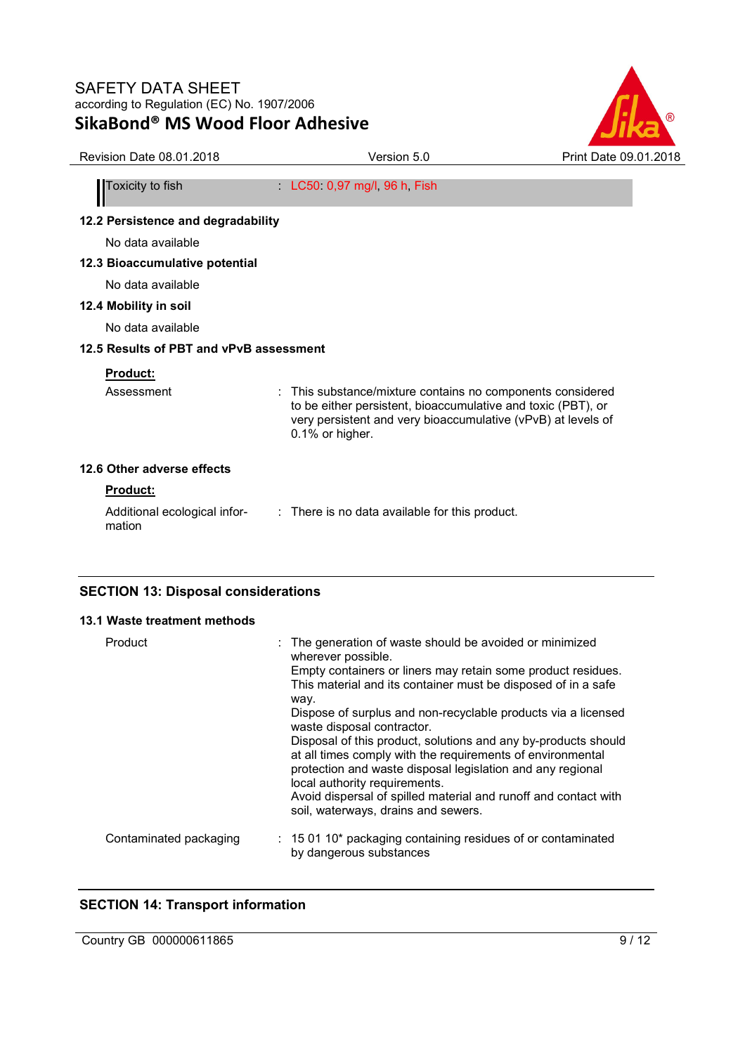| | |
|---|---|
| Toxicity to fish | : LC50: 0,97 mg/l, 96 h, Fish |

**12.2 Persistence and degradability**

No data available

**12.3 Bioaccumulative potential**

No data available

**12.4 Mobility in soil**

No data available

**12.5 Results of PBT and vPvB assessment**

**Product:**

| | |
|---|---|
| Assessment | : This substance/mixture contains no components considered to be either persistent, bioaccumulative and toxic (PBT), or very persistent and very bioaccumulative (vPvB) at levels of 0.1% or higher. |

**12.6 Other adverse effects**

**Product:**

| | |
|---|---|
| Additional ecological information | : There is no data available for this product. |

## SECTION 13: Disposal considerations

**13.1 Waste treatment methods**

| | |
|---|---|
| Product | : The generation of waste should be avoided or minimized wherever possible. Empty containers or liners may retain some product residues. This material and its container must be disposed of in a safe way. Dispose of surplus and non-recyclable products via a licensed waste disposal contractor. Disposal of this product, solutions and any by-products should at all times comply with the requirements of environmental protection and waste disposal legislation and any regional local authority requirements. Avoid dispersal of spilled material and runoff and contact with soil, waterways, drains and sewers. |
| Contaminated packaging | : 15 01 10* packaging containing residues of or contaminated by dangerous substances |

## SECTION 14: Transport information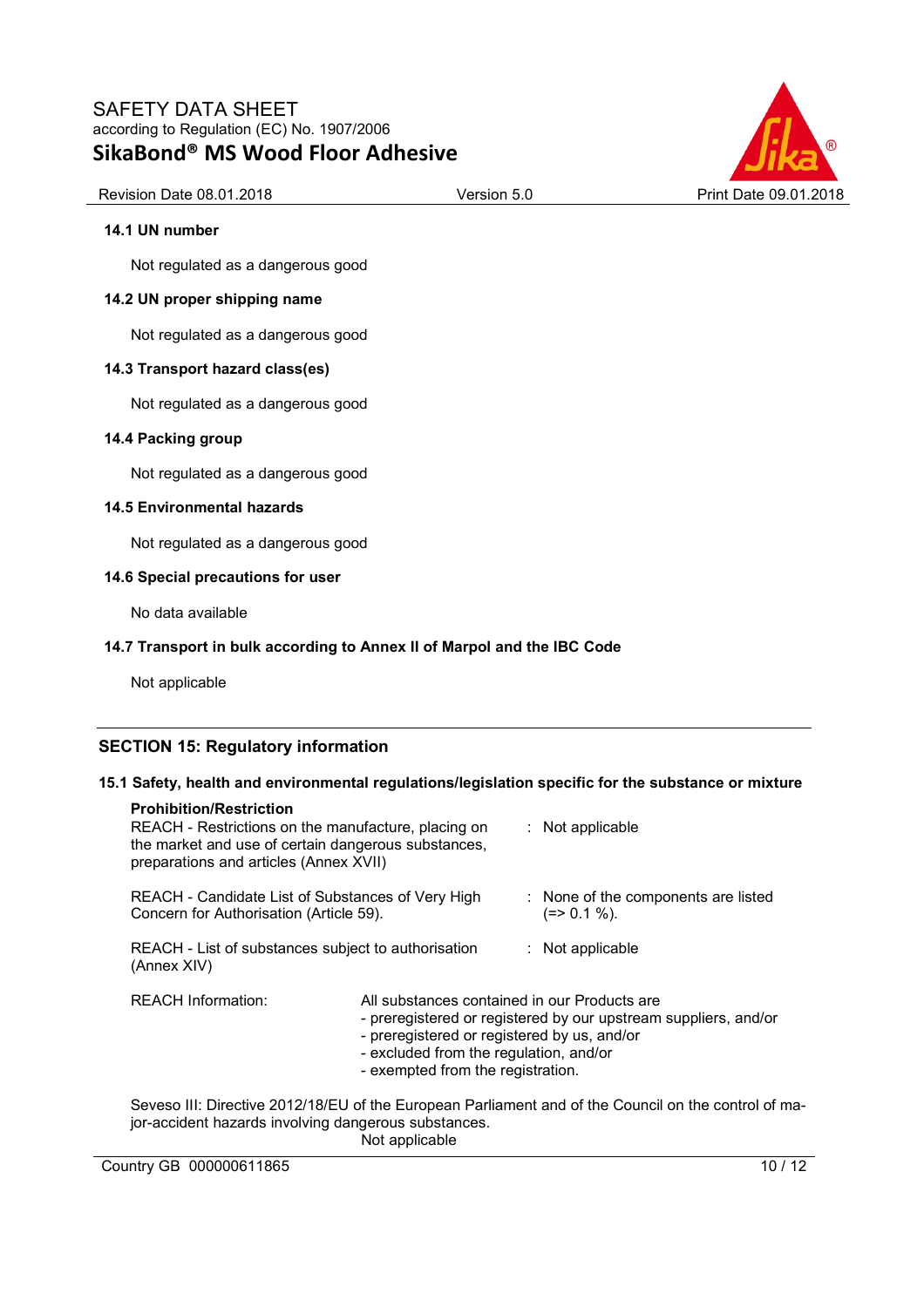**14.1 UN number**

Not regulated as a dangerous good

**14.2 UN proper shipping name**

Not regulated as a dangerous good

**14.3 Transport hazard class(es)**

Not regulated as a dangerous good

**14.4 Packing group**

Not regulated as a dangerous good

**14.5 Environmental hazards**

Not regulated as a dangerous good

**14.6 Special precautions for user**

No data available

**14.7 Transport in bulk according to Annex II of Marpol and the IBC Code**

Not applicable

## SECTION 15: Regulatory information

### 15.1 Safety, health and environmental regulations/legislation specific for the substance or mixture

**Prohibition/Restriction**

REACH - Restrictions on the manufacture, placing on the market and use of certain dangerous substances, preparations and articles (Annex XVII) : Not applicable

REACH - Candidate List of Substances of Very High Concern for Authorisation (Article 59). : None of the components are listed (=> 0.1 %).

REACH - List of substances subject to authorisation (Annex XIV) : Not applicable

REACH Information: All substances contained in our Products are
- preregistered or registered by our upstream suppliers, and/or
- preregistered or registered by us, and/or
- excluded from the regulation, and/or
- exempted from the registration.

Seveso III: Directive 2012/18/EU of the European Parliament and of the Council on the control of major-accident hazards involving dangerous substances.
Not applicable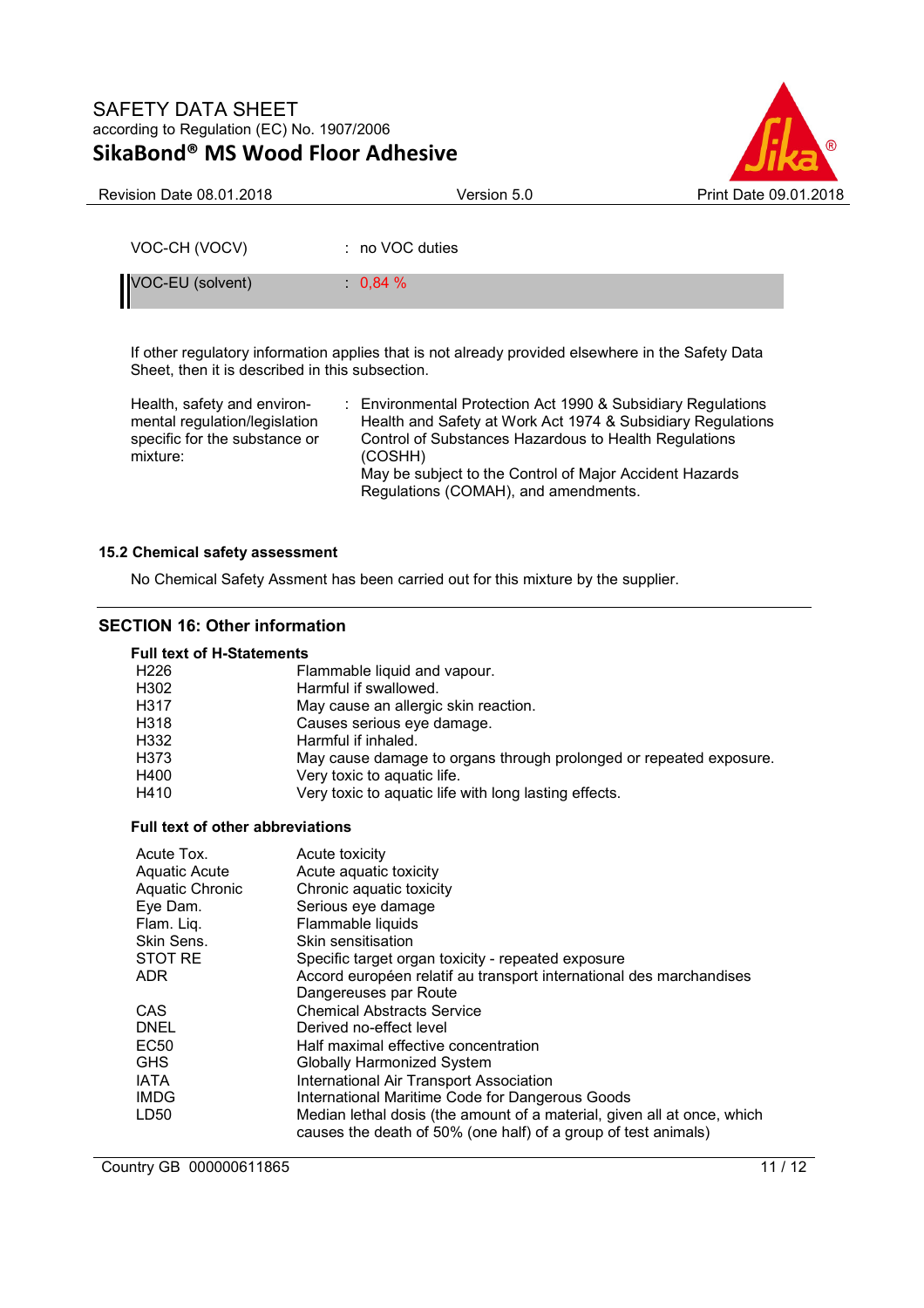| | | |
|---|---|---|
| VOC-CH (VOCV) | : | no VOC duties |
| VOC-EU (solvent) | : | 0,84 % |

If other regulatory information applies that is not already provided elsewhere in the Safety Data Sheet, then it is described in this subsection.

| | | |
|---|---|---|
| Health, safety and environmental regulation/legislation specific for the substance or mixture: | : | Environmental Protection Act 1990 & Subsidiary Regulations<br>Health and Safety at Work Act 1974 & Subsidiary Regulations<br>Control of Substances Hazardous to Health Regulations (COSHH)<br>May be subject to the Control of Major Accident Hazards Regulations (COMAH), and amendments. |

### 15.2 Chemical safety assessment

No Chemical Safety Assment has been carried out for this mixture by the supplier.

## SECTION 16: Other information

**Full text of H-Statements**

| | |
|---|---|
| H226 | Flammable liquid and vapour. |
| H302 | Harmful if swallowed. |
| H317 | May cause an allergic skin reaction. |
| H318 | Causes serious eye damage. |
| H332 | Harmful if inhaled. |
| H373 | May cause damage to organs through prolonged or repeated exposure. |
| H400 | Very toxic to aquatic life. |
| H410 | Very toxic to aquatic life with long lasting effects. |

**Full text of other abbreviations**

| | |
|---|---|
| Acute Tox. | Acute toxicity |
| Aquatic Acute | Acute aquatic toxicity |
| Aquatic Chronic | Chronic aquatic toxicity |
| Eye Dam. | Serious eye damage |
| Flam. Liq. | Flammable liquids |
| Skin Sens. | Skin sensitisation |
| STOT RE | Specific target organ toxicity - repeated exposure |
| ADR | Accord européen relatif au transport international des marchandises Dangereuses par Route |
| CAS | Chemical Abstracts Service |
| DNEL | Derived no-effect level |
| EC50 | Half maximal effective concentration |
| GHS | Globally Harmonized System |
| IATA | International Air Transport Association |
| IMDG | International Maritime Code for Dangerous Goods |
| LD50 | Median lethal dosis (the amount of a material, given all at once, which causes the death of 50% (one half) of a group of test animals) |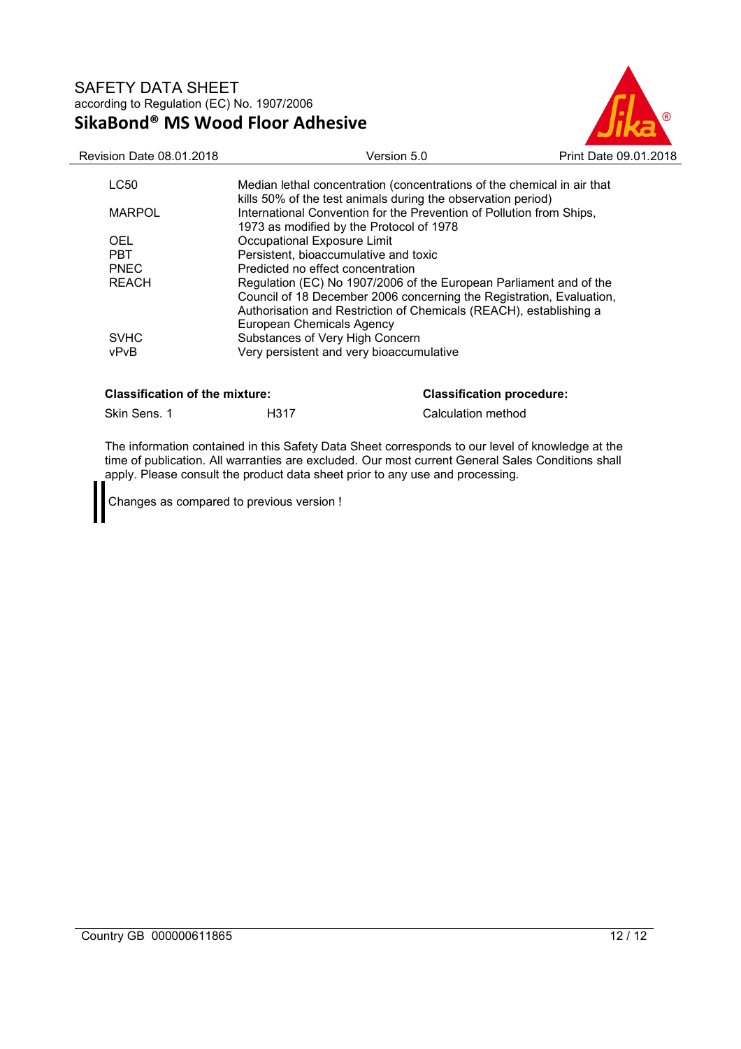| | |
|---|---|
| LC50 | Median lethal concentration (concentrations of the chemical in air that kills 50% of the test animals during the observation period) |
| MARPOL | International Convention for the Prevention of Pollution from Ships, 1973 as modified by the Protocol of 1978 |
| OEL | Occupational Exposure Limit |
| PBT | Persistent, bioaccumulative and toxic |
| PNEC | Predicted no effect concentration |
| REACH | Regulation (EC) No 1907/2006 of the European Parliament and of the Council of 18 December 2006 concerning the Registration, Evaluation, Authorisation and Restriction of Chemicals (REACH), establishing a European Chemicals Agency |
| SVHC | Substances of Very High Concern |
| vPvB | Very persistent and very bioaccumulative |

| **Classification of the mixture:** | | **Classification procedure:** |
|---|---|---|
| Skin Sens. 1 | H317 | Calculation method |

The information contained in this Safety Data Sheet corresponds to our level of knowledge at the time of publication. All warranties are excluded. Our most current General Sales Conditions shall apply. Please consult the product data sheet prior to any use and processing.

Changes as compared to previous version !